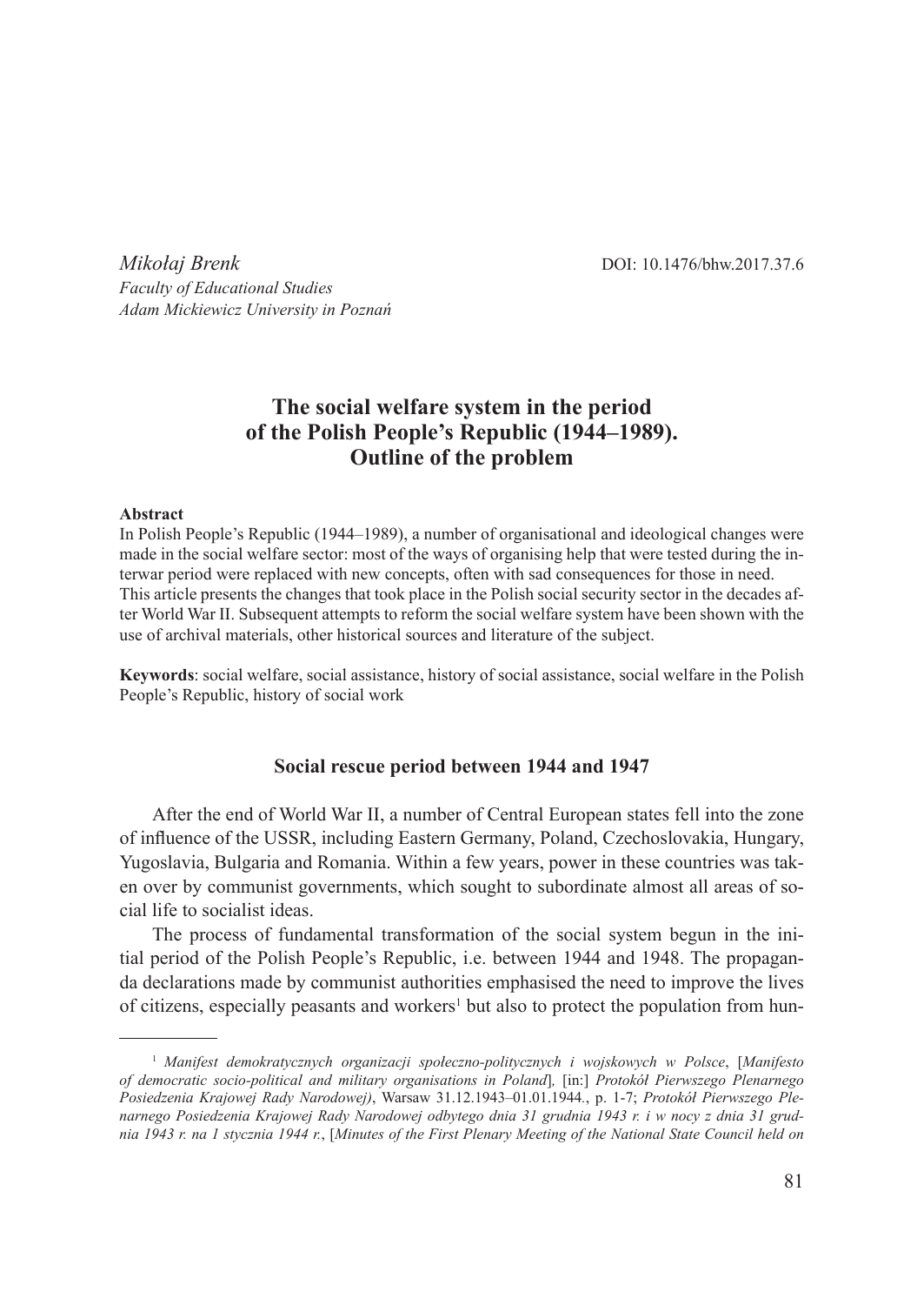*Mikołaj Brenk*
*Faculty of Educational Studies*
*Adam Mickiewicz University in Poznań*

DOI: 10.1476/bhw.2017.37.6

# The social welfare system in the period of the Polish People's Republic (1944–1989). Outline of the problem

**Abstract**

In Polish People's Republic (1944–1989), a number of organisational and ideological changes were made in the social welfare sector: most of the ways of organising help that were tested during the interwar period were replaced with new concepts, often with sad consequences for those in need. This article presents the changes that took place in the Polish social security sector in the decades after World War II. Subsequent attempts to reform the social welfare system have been shown with the use of archival materials, other historical sources and literature of the subject.

**Keywords**: social welfare, social assistance, history of social assistance, social welfare in the Polish People's Republic, history of social work

## Social rescue period between 1944 and 1947

After the end of World War II, a number of Central European states fell into the zone of influence of the USSR, including Eastern Germany, Poland, Czechoslovakia, Hungary, Yugoslavia, Bulgaria and Romania. Within a few years, power in these countries was taken over by communist governments, which sought to subordinate almost all areas of social life to socialist ideas.

The process of fundamental transformation of the social system begun in the initial period of the Polish People's Republic, i.e. between 1944 and 1948. The propaganda declarations made by communist authorities emphasised the need to improve the lives of citizens, especially peasants and workers[1] but also to protect the population from hun-

---

[1] *Manifest demokratycznych organizacji społeczno-politycznych i wojskowych w Polsce*, [*Manifesto of democratic socio-political and military organisations in Poland*], [in:] *Protokół Pierwszego Plenarnego Posiedzenia Krajowej Rady Narodowej)*, Warsaw 31.12.1943–01.01.1944., p. 1-7; *Protokół Pierwszego Plenarnego Posiedzenia Krajowej Rady Narodowej odbytego dnia 31 grudnia 1943 r. i w nocy z dnia 31 grudnia 1943 r. na 1 stycznia 1944 r.*, [*Minutes of the First Plenary Meeting of the National State Council held on*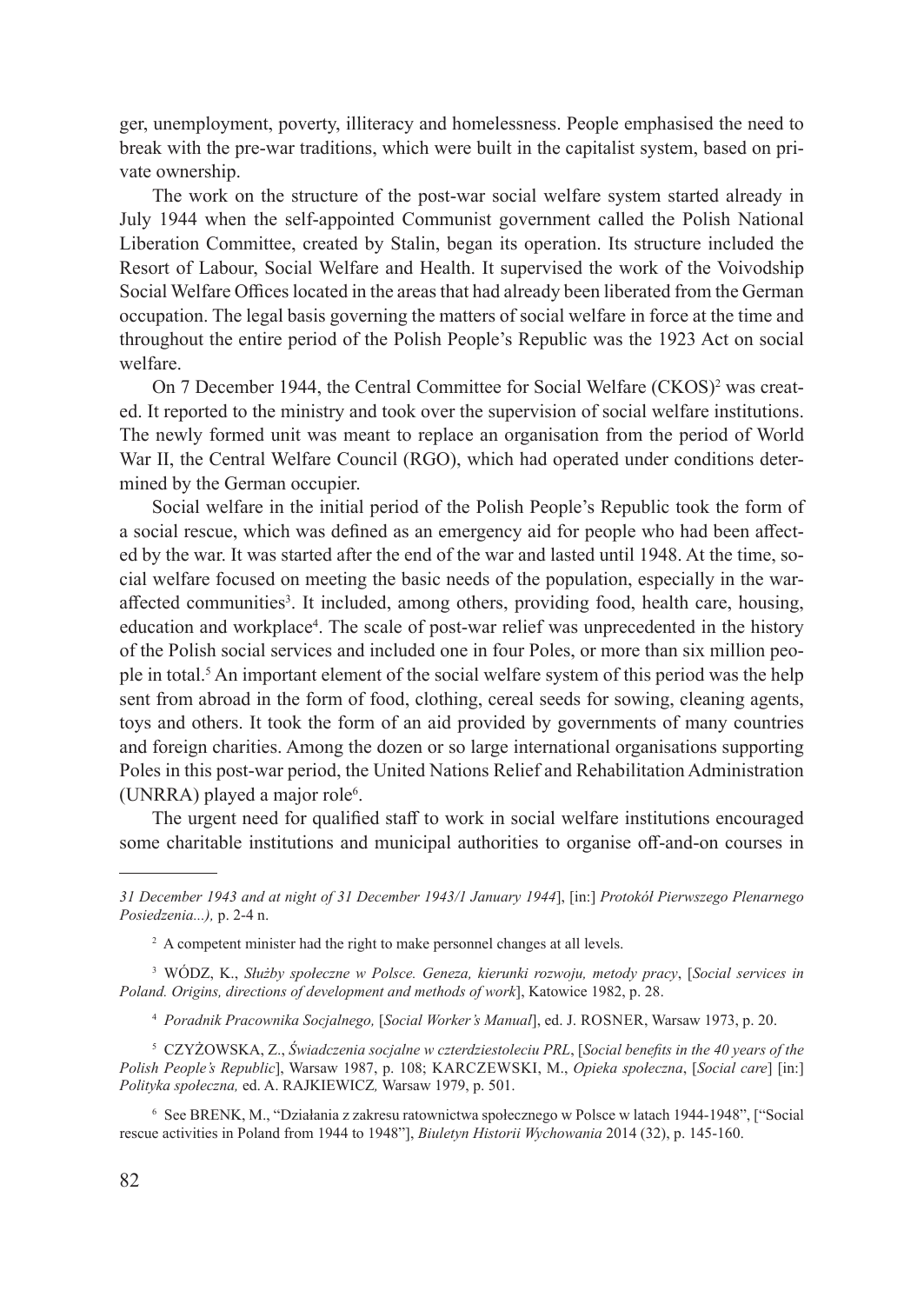ger, unemployment, poverty, illiteracy and homelessness. People emphasised the need to break with the pre-war traditions, which were built in the capitalist system, based on private ownership.

The work on the structure of the post-war social welfare system started already in July 1944 when the self-appointed Communist government called the Polish National Liberation Committee, created by Stalin, began its operation. Its structure included the Resort of Labour, Social Welfare and Health. It supervised the work of the Voivodship Social Welfare Offices located in the areas that had already been liberated from the German occupation. The legal basis governing the matters of social welfare in force at the time and throughout the entire period of the Polish People's Republic was the 1923 Act on social welfare.

On 7 December 1944, the Central Committee for Social Welfare (CKOS)[2] was created. It reported to the ministry and took over the supervision of social welfare institutions. The newly formed unit was meant to replace an organisation from the period of World War II, the Central Welfare Council (RGO), which had operated under conditions determined by the German occupier.

Social welfare in the initial period of the Polish People's Republic took the form of a social rescue, which was defined as an emergency aid for people who had been affected by the war. It was started after the end of the war and lasted until 1948. At the time, social welfare focused on meeting the basic needs of the population, especially in the war-affected communities[3]. It included, among others, providing food, health care, housing, education and workplace[4]. The scale of post-war relief was unprecedented in the history of the Polish social services and included one in four Poles, or more than six million people in total.[5] An important element of the social welfare system of this period was the help sent from abroad in the form of food, clothing, cereal seeds for sowing, cleaning agents, toys and others. It took the form of an aid provided by governments of many countries and foreign charities. Among the dozen or so large international organisations supporting Poles in this post-war period, the United Nations Relief and Rehabilitation Administration (UNRRA) played a major role[6].

The urgent need for qualified staff to work in social welfare institutions encouraged some charitable institutions and municipal authorities to organise off-and-on courses in

---

*31 December 1943 and at night of 31 December 1943/1 January 1944*], [in:] *Protokół Pierwszego Plenarnego Posiedzenia...),* p. 2-4 n.

[2] A competent minister had the right to make personnel changes at all levels.

[3] WÓDZ, K., *Służby społeczne w Polsce. Geneza, kierunki rozwoju, metody pracy*, [*Social services in Poland. Origins, directions of development and methods of work*], Katowice 1982, p. 28.

[4] *Poradnik Pracownika Socjalnego,* [*Social Worker's Manual*], ed. J. ROSNER, Warsaw 1973, p. 20.

[5] CZYŻOWSKA, Z., *Świadczenia socjalne w czterdziestoleciu PRL*, [*Social benefits in the 40 years of the Polish People's Republic*], Warsaw 1987, p. 108; KARCZEWSKI, M., *Opieka społeczna*, [*Social care*] [in:] *Polityka społeczna,* ed. A. RAJKIEWICZ*,* Warsaw 1979, p. 501.

[6] See BRENK, M., "Działania z zakresu ratownictwa społecznego w Polsce w latach 1944-1948", ["Social rescue activities in Poland from 1944 to 1948"], *Biuletyn Historii Wychowania* 2014 (32), p. 145-160.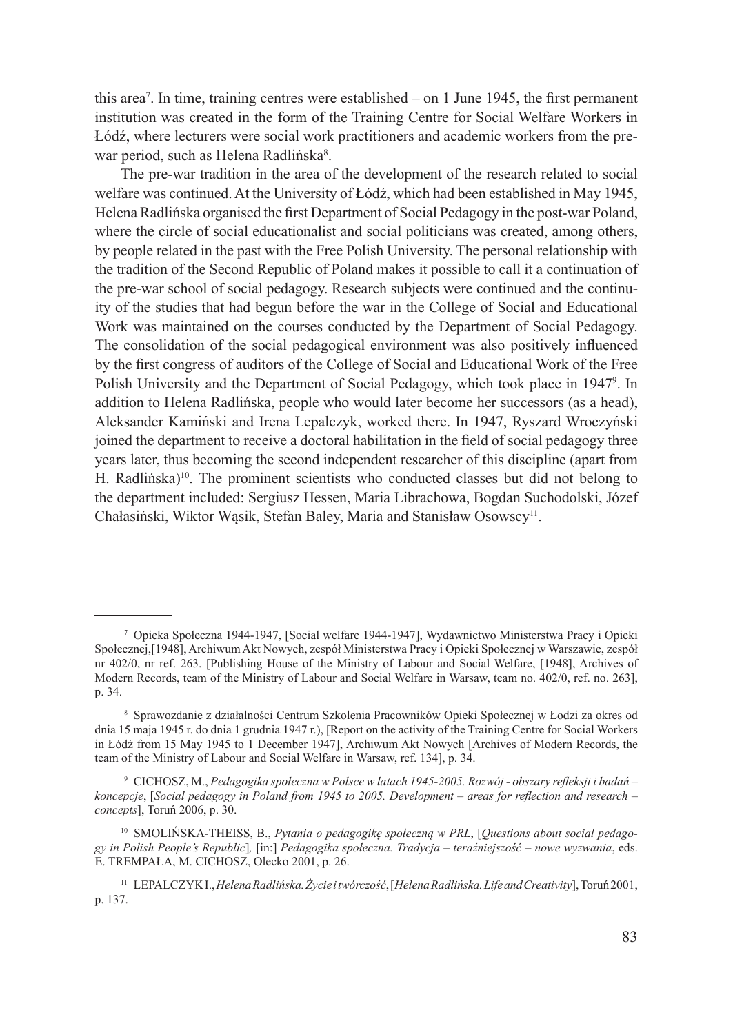this area[7]. In time, training centres were established – on 1 June 1945, the first permanent institution was created in the form of the Training Centre for Social Welfare Workers in Łódź, where lecturers were social work practitioners and academic workers from the pre-war period, such as Helena Radlińska[8].

The pre-war tradition in the area of the development of the research related to social welfare was continued. At the University of Łódź, which had been established in May 1945, Helena Radlińska organised the first Department of Social Pedagogy in the post-war Poland, where the circle of social educationalist and social politicians was created, among others, by people related in the past with the Free Polish University. The personal relationship with the tradition of the Second Republic of Poland makes it possible to call it a continuation of the pre-war school of social pedagogy. Research subjects were continued and the continuity of the studies that had begun before the war in the College of Social and Educational Work was maintained on the courses conducted by the Department of Social Pedagogy. The consolidation of the social pedagogical environment was also positively influenced by the first congress of auditors of the College of Social and Educational Work of the Free Polish University and the Department of Social Pedagogy, which took place in 1947[9]. In addition to Helena Radlińska, people who would later become her successors (as a head), Aleksander Kamiński and Irena Lepalczyk, worked there. In 1947, Ryszard Wroczyński joined the department to receive a doctoral habilitation in the field of social pedagogy three years later, thus becoming the second independent researcher of this discipline (apart from H. Radlińska)[10]. The prominent scientists who conducted classes but did not belong to the department included: Sergiusz Hessen, Maria Librachowa, Bogdan Suchodolski, Józef Chałasiński, Wiktor Wąsik, Stefan Baley, Maria and Stanisław Osowscy[11].

---

[7] Opieka Społeczna 1944-1947, [Social welfare 1944-1947], Wydawnictwo Ministerstwa Pracy i Opieki Społecznej,[1948], Archiwum Akt Nowych, zespół Ministerstwa Pracy i Opieki Społecznej w Warszawie, zespół nr 402/0, nr ref. 263. [Publishing House of the Ministry of Labour and Social Welfare, [1948], Archives of Modern Records, team of the Ministry of Labour and Social Welfare in Warsaw, team no. 402/0, ref. no. 263], p. 34.

[8] Sprawozdanie z działalności Centrum Szkolenia Pracowników Opieki Społecznej w Łodzi za okres od dnia 15 maja 1945 r. do dnia 1 grudnia 1947 r.), [Report on the activity of the Training Centre for Social Workers in Łódź from 15 May 1945 to 1 December 1947], Archiwum Akt Nowych [Archives of Modern Records, the team of the Ministry of Labour and Social Welfare in Warsaw, ref. 134], p. 34.

[9] CICHOSZ, M., *Pedagogika społeczna w Polsce w latach 1945-2005. Rozwój - obszary refleksji i badań – koncepcje*, [*Social pedagogy in Poland from 1945 to 2005. Development – areas for reflection and research – concepts*], Toruń 2006, p. 30.

[10] SMOLIŃSKA-THEISS, B., *Pytania o pedagogikę społeczną w PRL*, [*Questions about social pedagogy in Polish People's Republic*], [in:] *Pedagogika społeczna. Tradycja – teraźniejszość – nowe wyzwania*, eds. E. TREMPAŁA, M. CICHOSZ, Olecko 2001, p. 26.

[11] LEPALCZYK I., *Helena Radlińska. Życie i twórczość*, [*Helena Radlińska. Life and Creativity*], Toruń 2001, p. 137.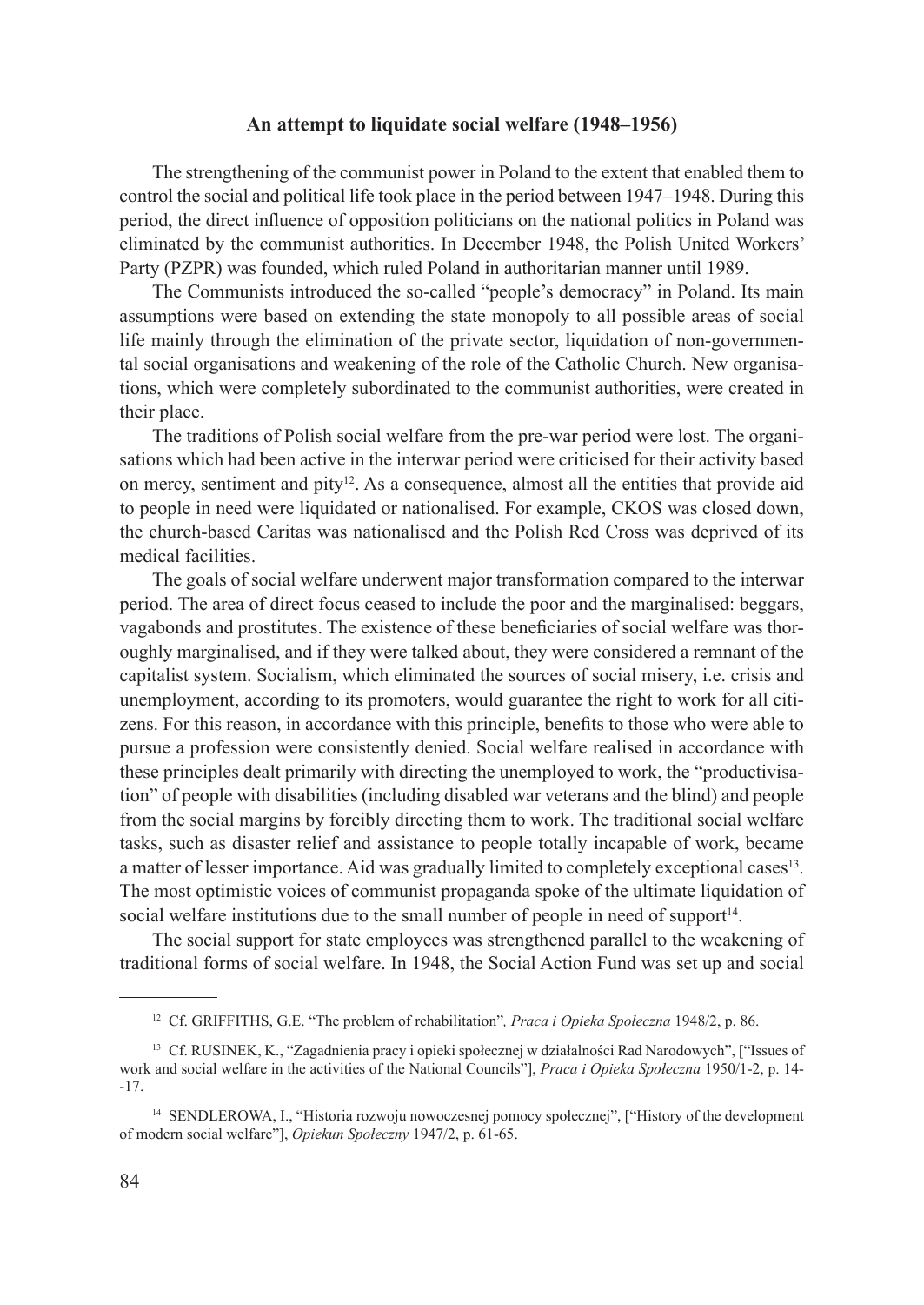## An attempt to liquidate social welfare (1948–1956)

The strengthening of the communist power in Poland to the extent that enabled them to control the social and political life took place in the period between 1947–1948. During this period, the direct influence of opposition politicians on the national politics in Poland was eliminated by the communist authorities. In December 1948, the Polish United Workers' Party (PZPR) was founded, which ruled Poland in authoritarian manner until 1989.

The Communists introduced the so-called "people's democracy" in Poland. Its main assumptions were based on extending the state monopoly to all possible areas of social life mainly through the elimination of the private sector, liquidation of non-governmental social organisations and weakening of the role of the Catholic Church. New organisations, which were completely subordinated to the communist authorities, were created in their place.

The traditions of Polish social welfare from the pre-war period were lost. The organisations which had been active in the interwar period were criticised for their activity based on mercy, sentiment and pity[12]. As a consequence, almost all the entities that provide aid to people in need were liquidated or nationalised. For example, CKOS was closed down, the church-based Caritas was nationalised and the Polish Red Cross was deprived of its medical facilities.

The goals of social welfare underwent major transformation compared to the interwar period. The area of direct focus ceased to include the poor and the marginalised: beggars, vagabonds and prostitutes. The existence of these beneficiaries of social welfare was thoroughly marginalised, and if they were talked about, they were considered a remnant of the capitalist system. Socialism, which eliminated the sources of social misery, i.e. crisis and unemployment, according to its promoters, would guarantee the right to work for all citizens. For this reason, in accordance with this principle, benefits to those who were able to pursue a profession were consistently denied. Social welfare realised in accordance with these principles dealt primarily with directing the unemployed to work, the "productivisation" of people with disabilities (including disabled war veterans and the blind) and people from the social margins by forcibly directing them to work. The traditional social welfare tasks, such as disaster relief and assistance to people totally incapable of work, became a matter of lesser importance. Aid was gradually limited to completely exceptional cases[13]. The most optimistic voices of communist propaganda spoke of the ultimate liquidation of social welfare institutions due to the small number of people in need of support[14].

The social support for state employees was strengthened parallel to the weakening of traditional forms of social welfare. In 1948, the Social Action Fund was set up and social

---

[12] Cf. GRIFFITHS, G.E. "The problem of rehabilitation", *Praca i Opieka Społeczna* 1948/2, p. 86.

[13] Cf. RUSINEK, K., "Zagadnienia pracy i opieki społecznej w działalności Rad Narodowych", ["Issues of work and social welfare in the activities of the National Councils"], *Praca i Opieka Społeczna* 1950/1-2, p. 14--17.

[14] SENDLEROWA, I., "Historia rozwoju nowoczesnej pomocy społecznej", ["History of the development of modern social welfare"], *Opiekun Społeczny* 1947/2, p. 61-65.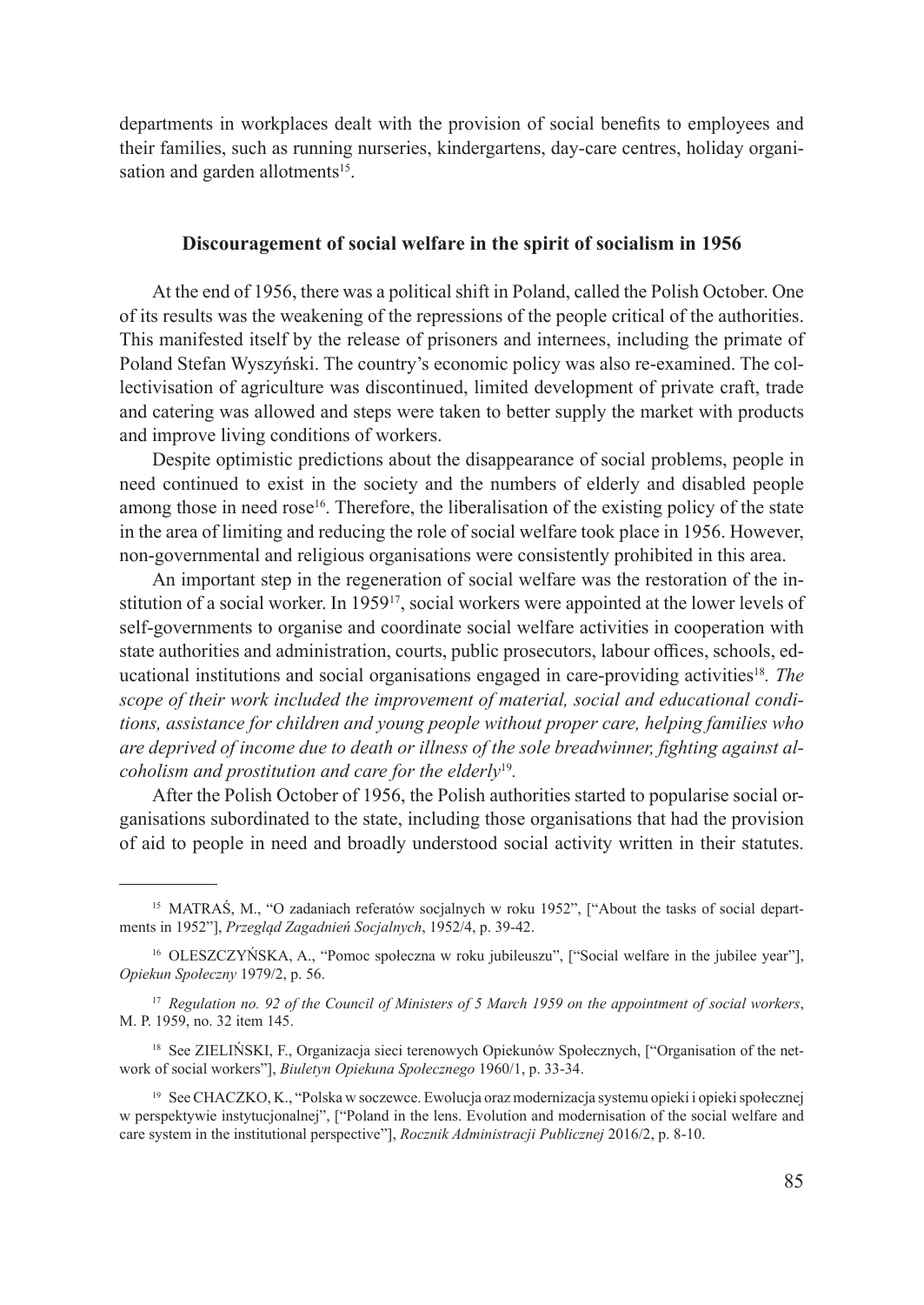departments in workplaces dealt with the provision of social benefits to employees and their families, such as running nurseries, kindergartens, day-care centres, holiday organisation and garden allotments[15].

### Discouragement of social welfare in the spirit of socialism in 1956

At the end of 1956, there was a political shift in Poland, called the Polish October. One of its results was the weakening of the repressions of the people critical of the authorities. This manifested itself by the release of prisoners and internees, including the primate of Poland Stefan Wyszyński. The country's economic policy was also re-examined. The collectivisation of agriculture was discontinued, limited development of private craft, trade and catering was allowed and steps were taken to better supply the market with products and improve living conditions of workers.

Despite optimistic predictions about the disappearance of social problems, people in need continued to exist in the society and the numbers of elderly and disabled people among those in need rose[16]. Therefore, the liberalisation of the existing policy of the state in the area of limiting and reducing the role of social welfare took place in 1956. However, non-governmental and religious organisations were consistently prohibited in this area.

An important step in the regeneration of social welfare was the restoration of the institution of a social worker. In 1959[17], social workers were appointed at the lower levels of self-governments to organise and coordinate social welfare activities in cooperation with state authorities and administration, courts, public prosecutors, labour offices, schools, educational institutions and social organisations engaged in care-providing activities[18]. *The scope of their work included the improvement of material, social and educational conditions, assistance for children and young people without proper care, helping families who are deprived of income due to death or illness of the sole breadwinner, fighting against alcoholism and prostitution and care for the elderly*[19].

After the Polish October of 1956, the Polish authorities started to popularise social organisations subordinated to the state, including those organisations that had the provision of aid to people in need and broadly understood social activity written in their statutes.

---

[15] MATRAŚ, M., "O zadaniach referatów socjalnych w roku 1952", ["About the tasks of social departments in 1952"], *Przegląd Zagadnień Socjalnych*, 1952/4, p. 39-42.

[16] OLESZCZYŃSKA, A., "Pomoc społeczna w roku jubileuszu", ["Social welfare in the jubilee year"], *Opiekun Społeczny* 1979/2, p. 56.

[17] *Regulation no. 92 of the Council of Ministers of 5 March 1959 on the appointment of social workers*, M. P. 1959, no. 32 item 145.

[18] See ZIELIŃSKI, F., Organizacja sieci terenowych Opiekunów Społecznych, ["Organisation of the network of social workers"], *Biuletyn Opiekuna Społecznego* 1960/1, p. 33-34.

[19] See CHACZKO, K., "Polska w soczewce. Ewolucja oraz modernizacja systemu opieki i opieki społecznej w perspektywie instytucjonalnej", ["Poland in the lens. Evolution and modernisation of the social welfare and care system in the institutional perspective"], *Rocznik Administracji Publicznej* 2016/2, p. 8-10.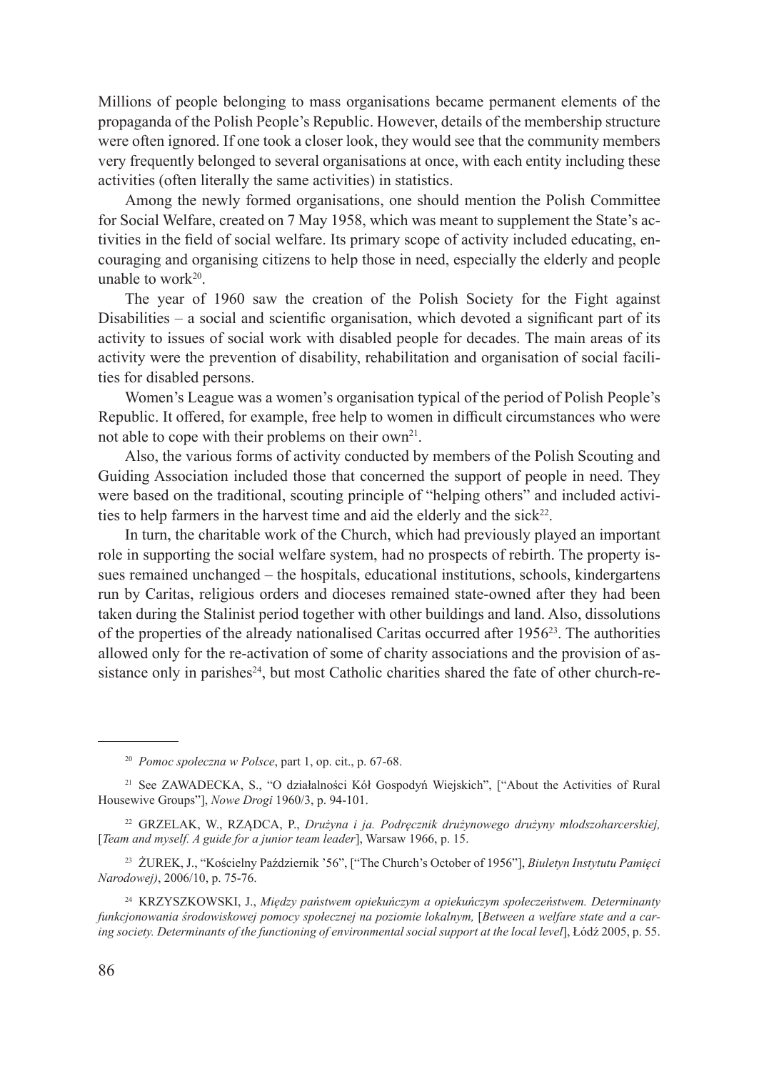Millions of people belonging to mass organisations became permanent elements of the propaganda of the Polish People's Republic. However, details of the membership structure were often ignored. If one took a closer look, they would see that the community members very frequently belonged to several organisations at once, with each entity including these activities (often literally the same activities) in statistics.

Among the newly formed organisations, one should mention the Polish Committee for Social Welfare, created on 7 May 1958, which was meant to supplement the State's activities in the field of social welfare. Its primary scope of activity included educating, encouraging and organising citizens to help those in need, especially the elderly and people unable to work[20].

The year of 1960 saw the creation of the Polish Society for the Fight against Disabilities – a social and scientific organisation, which devoted a significant part of its activity to issues of social work with disabled people for decades. The main areas of its activity were the prevention of disability, rehabilitation and organisation of social facilities for disabled persons.

Women's League was a women's organisation typical of the period of Polish People's Republic. It offered, for example, free help to women in difficult circumstances who were not able to cope with their problems on their own[21].

Also, the various forms of activity conducted by members of the Polish Scouting and Guiding Association included those that concerned the support of people in need. They were based on the traditional, scouting principle of "helping others" and included activities to help farmers in the harvest time and aid the elderly and the sick[22].

In turn, the charitable work of the Church, which had previously played an important role in supporting the social welfare system, had no prospects of rebirth. The property issues remained unchanged – the hospitals, educational institutions, schools, kindergartens run by Caritas, religious orders and dioceses remained state-owned after they had been taken during the Stalinist period together with other buildings and land. Also, dissolutions of the properties of the already nationalised Caritas occurred after 1956[23]. The authorities allowed only for the re-activation of some of charity associations and the provision of assistance only in parishes[24], but most Catholic charities shared the fate of other church-re-

---

[20] *Pomoc społeczna w Polsce*, part 1, op. cit., p. 67-68.

[21] See ZAWADECKA, S., "O działalności Kół Gospodyń Wiejskich", ["About the Activities of Rural Housewive Groups"], *Nowe Drogi* 1960/3, p. 94-101.

[22] GRZELAK, W., RZĄDCA, P., *Drużyna i ja. Podręcznik drużynowego drużyny młodszoharcerskiej,* [*Team and myself. A guide for a junior team leader*], Warsaw 1966, p. 15.

[23] ŻUREK, J., "Kościelny Październik '56", ["The Church's October of 1956"], *Biuletyn Instytutu Pamięci Narodowej)*, 2006/10, p. 75-76.

[24] KRZYSZKOWSKI, J., *Między państwem opiekuńczym a opiekuńczym społeczeństwem. Determinanty funkcjonowania środowiskowej pomocy społecznej na poziomie lokalnym,* [*Between a welfare state and a caring society. Determinants of the functioning of environmental social support at the local level*], Łódź 2005, p. 55.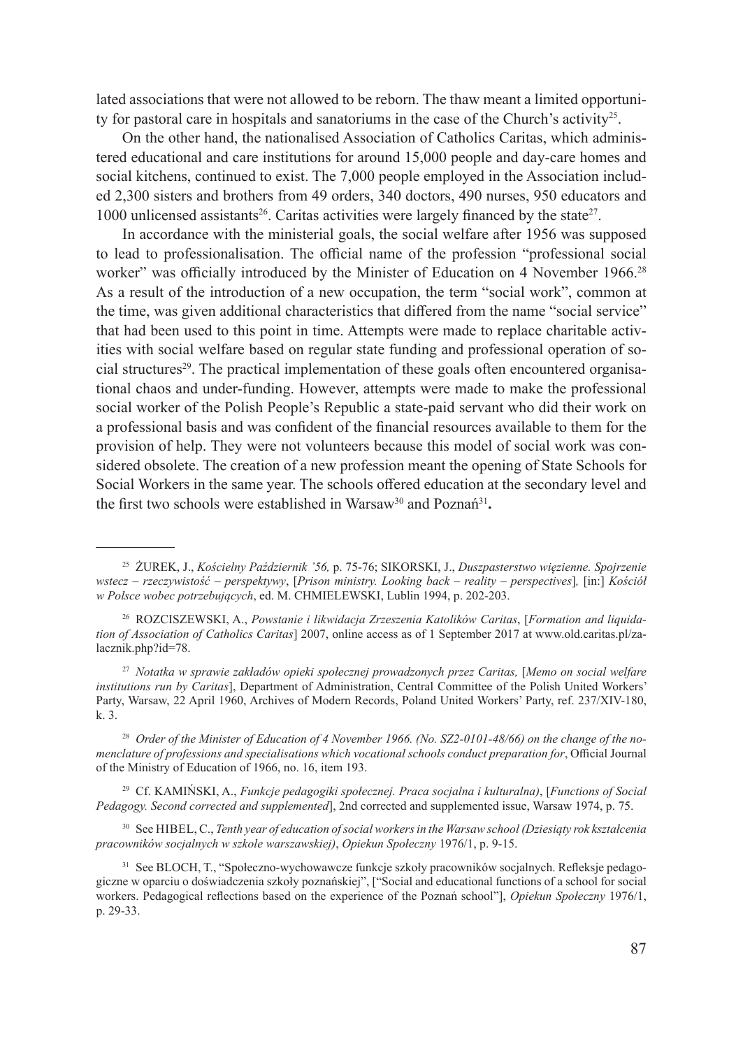lated associations that were not allowed to be reborn. The thaw meant a limited opportunity for pastoral care in hospitals and sanatoriums in the case of the Church's activity[25].

On the other hand, the nationalised Association of Catholics Caritas, which administered educational and care institutions for around 15,000 people and day-care homes and social kitchens, continued to exist. The 7,000 people employed in the Association included 2,300 sisters and brothers from 49 orders, 340 doctors, 490 nurses, 950 educators and 1000 unlicensed assistants[26]. Caritas activities were largely financed by the state[27].

In accordance with the ministerial goals, the social welfare after 1956 was supposed to lead to professionalisation. The official name of the profession "professional social worker" was officially introduced by the Minister of Education on 4 November 1966.[28] As a result of the introduction of a new occupation, the term "social work", common at the time, was given additional characteristics that differed from the name "social service" that had been used to this point in time. Attempts were made to replace charitable activities with social welfare based on regular state funding and professional operation of social structures[29]. The practical implementation of these goals often encountered organisational chaos and under-funding. However, attempts were made to make the professional social worker of the Polish People's Republic a state-paid servant who did their work on a professional basis and was confident of the financial resources available to them for the provision of help. They were not volunteers because this model of social work was considered obsolete. The creation of a new profession meant the opening of State Schools for Social Workers in the same year. The schools offered education at the secondary level and the first two schools were established in Warsaw[30] and Poznań[31]**.**

---

[25] ŻUREK, J., *Kościelny Październik '56,* p. 75-76; SIKORSKI, J., *Duszpasterstwo więzienne. Spojrzenie wstecz – rzeczywistość – perspektywy*, [*Prison ministry. Looking back – reality – perspectives*]*,* [in:] *Kościół w Polsce wobec potrzebujących*, ed. M. CHMIELEWSKI, Lublin 1994, p. 202-203.

[26] ROZCISZEWSKI, A., *Powstanie i likwidacja Zrzeszenia Katolików Caritas*, [*Formation and liquidation of Association of Catholics Caritas*] 2007, online access as of 1 September 2017 at www.old.caritas.pl/zalacznik.php?id=78.

[27] *Notatka w sprawie zakładów opieki społecznej prowadzonych przez Caritas,* [*Memo on social welfare institutions run by Caritas*], Department of Administration, Central Committee of the Polish United Workers' Party, Warsaw, 22 April 1960, Archives of Modern Records, Poland United Workers' Party, ref. 237/XIV-180, k. 3.

[28] *Order of the Minister of Education of 4 November 1966. (No. SZ2-0101-48/66) on the change of the nomenclature of professions and specialisations which vocational schools conduct preparation for*, Official Journal of the Ministry of Education of 1966, no. 16, item 193.

[29] Cf. KAMIŃSKI, A., *Funkcje pedagogiki społecznej. Praca socjalna i kulturalna)*, [*Functions of Social Pedagogy. Second corrected and supplemented*], 2nd corrected and supplemented issue, Warsaw 1974, p. 75.

[30] See HIBEL, C., *Tenth year of education of social workers in the Warsaw school (Dziesiąty rok kształcenia pracowników socjalnych w szkole warszawskiej)*, *Opiekun Społeczny* 1976/1, p. 9-15.

[31] See BLOCH, T., "Społeczno-wychowawcze funkcje szkoły pracowników socjalnych. Refleksje pedagogiczne w oparciu o doświadczenia szkoły poznańskiej", ["Social and educational functions of a school for social workers. Pedagogical reflections based on the experience of the Poznań school"], *Opiekun Społeczny* 1976/1, p. 29-33.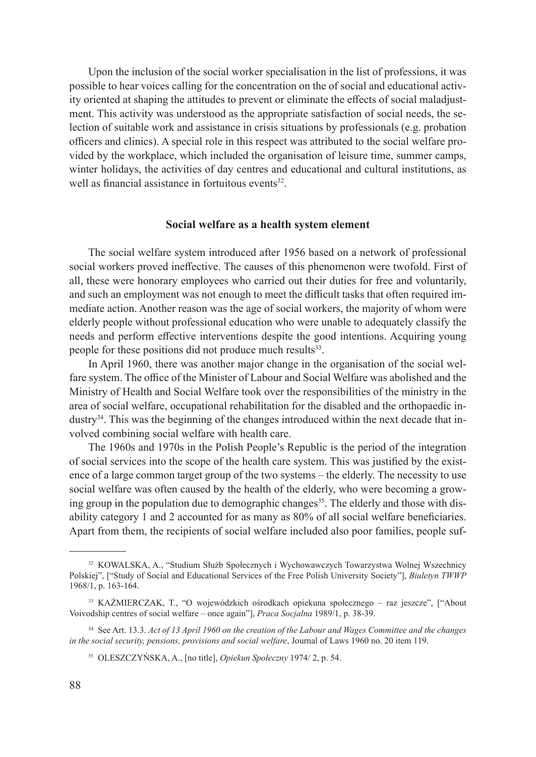Upon the inclusion of the social worker specialisation in the list of professions, it was possible to hear voices calling for the concentration on the of social and educational activity oriented at shaping the attitudes to prevent or eliminate the effects of social maladjustment. This activity was understood as the appropriate satisfaction of social needs, the selection of suitable work and assistance in crisis situations by professionals (e.g. probation officers and clinics). A special role in this respect was attributed to the social welfare provided by the workplace, which included the organisation of leisure time, summer camps, winter holidays, the activities of day centres and educational and cultural institutions, as well as financial assistance in fortuitous events[32].

## Social welfare as a health system element

The social welfare system introduced after 1956 based on a network of professional social workers proved ineffective. The causes of this phenomenon were twofold. First of all, these were honorary employees who carried out their duties for free and voluntarily, and such an employment was not enough to meet the difficult tasks that often required immediate action. Another reason was the age of social workers, the majority of whom were elderly people without professional education who were unable to adequately classify the needs and perform effective interventions despite the good intentions. Acquiring young people for these positions did not produce much results[33].

In April 1960, there was another major change in the organisation of the social welfare system. The office of the Minister of Labour and Social Welfare was abolished and the Ministry of Health and Social Welfare took over the responsibilities of the ministry in the area of social welfare, occupational rehabilitation for the disabled and the orthopaedic industry[34]. This was the beginning of the changes introduced within the next decade that involved combining social welfare with health care.

The 1960s and 1970s in the Polish People's Republic is the period of the integration of social services into the scope of the health care system. This was justified by the existence of a large common target group of the two systems – the elderly. The necessity to use social welfare was often caused by the health of the elderly, who were becoming a growing group in the population due to demographic changes[35]. The elderly and those with disability category 1 and 2 accounted for as many as 80% of all social welfare beneficiaries. Apart from them, the recipients of social welfare included also poor families, people suf-

---

[32] KOWALSKA, A., "Studium Służb Społecznych i Wychowawczych Towarzystwa Wolnej Wszechnicy Polskiej", ["Study of Social and Educational Services of the Free Polish University Society"], *Biuletyn TWWP* 1968/1, p. 163-164.

[33] KAŹMIERCZAK, T., "O wojewódzkich ośrodkach opiekuna społecznego – raz jeszcze", ["About Voivodship centres of social welfare – once again"], *Praca Socjalna* 1989/1, p. 38-39.

[34] See Art. 13.3. *Act of 13 April 1960 on the creation of the Labour and Wages Committee and the changes in the social security, pensions, provisions and social welfare*, Journal of Laws 1960 no. 20 item 119.

[35] OLESZCZYŃSKA, A., [no title], *Opiekun Społeczny* 1974/ 2, p. 54.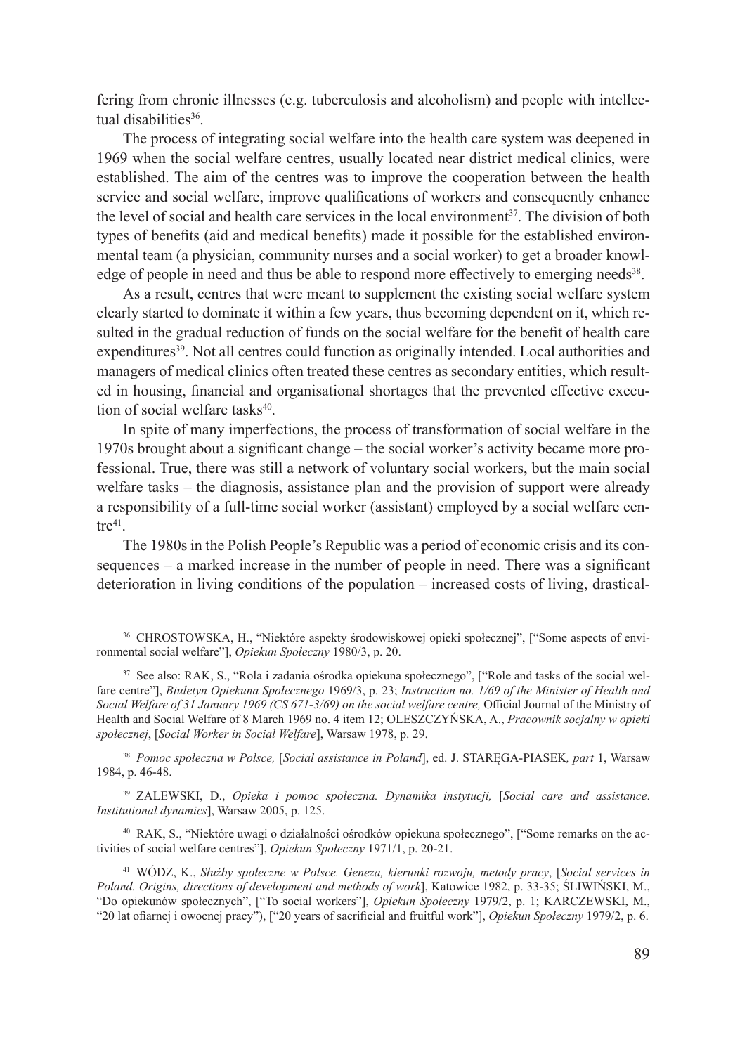fering from chronic illnesses (e.g. tuberculosis and alcoholism) and people with intellectual disabilities[36].

The process of integrating social welfare into the health care system was deepened in 1969 when the social welfare centres, usually located near district medical clinics, were established. The aim of the centres was to improve the cooperation between the health service and social welfare, improve qualifications of workers and consequently enhance the level of social and health care services in the local environment[37]. The division of both types of benefits (aid and medical benefits) made it possible for the established environmental team (a physician, community nurses and a social worker) to get a broader knowledge of people in need and thus be able to respond more effectively to emerging needs[38].

As a result, centres that were meant to supplement the existing social welfare system clearly started to dominate it within a few years, thus becoming dependent on it, which resulted in the gradual reduction of funds on the social welfare for the benefit of health care expenditures[39]. Not all centres could function as originally intended. Local authorities and managers of medical clinics often treated these centres as secondary entities, which resulted in housing, financial and organisational shortages that the prevented effective execution of social welfare tasks[40].

In spite of many imperfections, the process of transformation of social welfare in the 1970s brought about a significant change – the social worker's activity became more professional. True, there was still a network of voluntary social workers, but the main social welfare tasks – the diagnosis, assistance plan and the provision of support were already a responsibility of a full-time social worker (assistant) employed by a social welfare centre[41].

The 1980s in the Polish People's Republic was a period of economic crisis and its consequences – a marked increase in the number of people in need. There was a significant deterioration in living conditions of the population – increased costs of living, drastical-

---

[36] CHROSTOWSKA, H., "Niektóre aspekty środowiskowej opieki społecznej", ["Some aspects of environmental social welfare"], *Opiekun Społeczny* 1980/3, p. 20.

[37] See also: RAK, S., "Rola i zadania ośrodka opiekuna społecznego", ["Role and tasks of the social welfare centre"], *Biuletyn Opiekuna Społecznego* 1969/3, p. 23; *Instruction no. 1/69 of the Minister of Health and Social Welfare of 31 January 1969 (CS 671-3/69) on the social welfare centre,* Official Journal of the Ministry of Health and Social Welfare of 8 March 1969 no. 4 item 12; OLESZCZYŃSKA, A., *Pracownik socjalny w opiece społecznej*, [*Social Worker in Social Welfare*], Warsaw 1978, p. 29.

[38] *Pomoc społeczna w Polsce,* [*Social assistance in Poland*], ed. J. STARĘGA-PIASEK*, part* 1, Warsaw 1984, p. 46-48.

[39] ZALEWSKI, D., *Opieka i pomoc społeczna. Dynamika instytucji,* [*Social care and assistance*. *Institutional dynamics*], Warsaw 2005, p. 125.

[40] RAK, S., "Niektóre uwagi o działalności ośrodków opiekuna społecznego", ["Some remarks on the activities of social welfare centres"], *Opiekun Społeczny* 1971/1, p. 20-21.

[41] WÓDZ, K., *Służby społeczne w Polsce. Geneza, kierunki rozwoju, metody pracy*, [*Social services in Poland. Origins, directions of development and methods of work*], Katowice 1982, p. 33-35; ŚLIWIŃSKI, M., "Do opiekunów społecznych", ["To social workers"], *Opiekun Społeczny* 1979/2, p. 1; KARCZEWSKI, M., "20 lat ofiarnej i owocnej pracy"), ["20 years of sacrificial and fruitful work"], *Opiekun Społeczny* 1979/2, p. 6.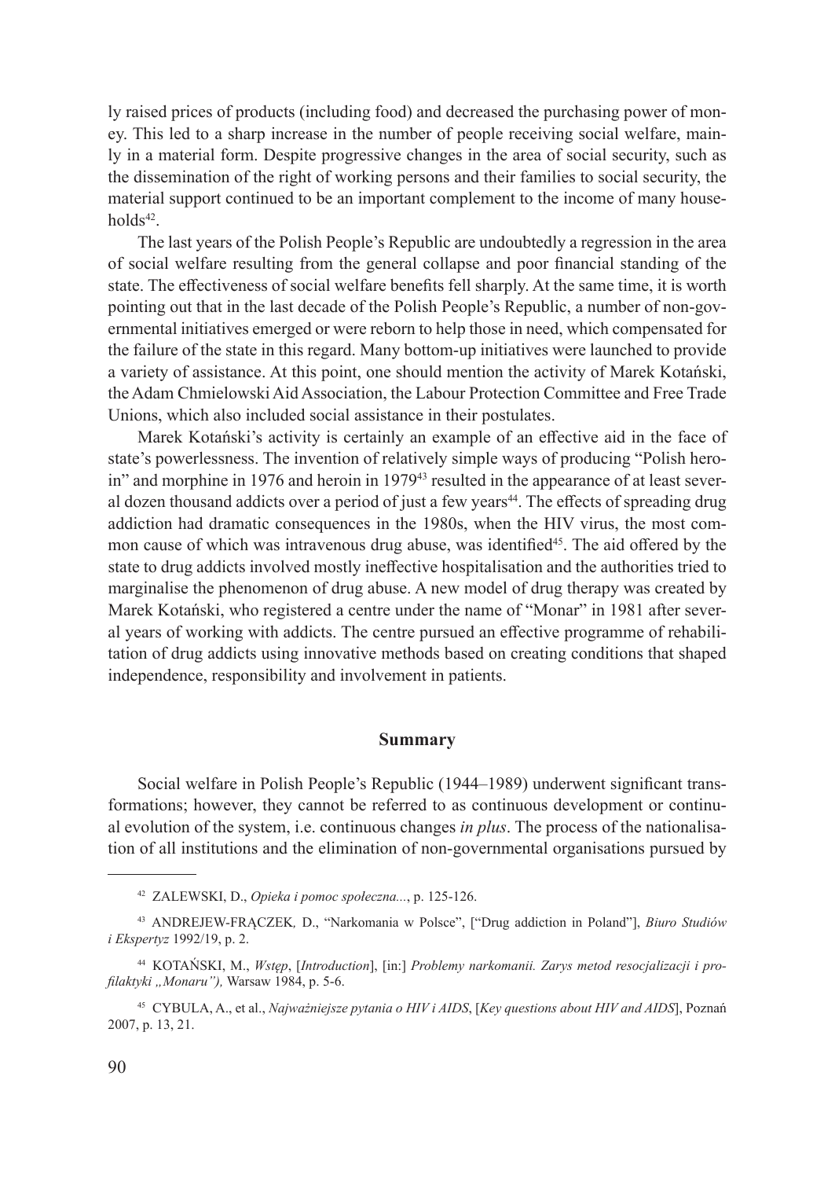ly raised prices of products (including food) and decreased the purchasing power of money. This led to a sharp increase in the number of people receiving social welfare, mainly in a material form. Despite progressive changes in the area of social security, such as the dissemination of the right of working persons and their families to social security, the material support continued to be an important complement to the income of many households[42].

The last years of the Polish People's Republic are undoubtedly a regression in the area of social welfare resulting from the general collapse and poor financial standing of the state. The effectiveness of social welfare benefits fell sharply. At the same time, it is worth pointing out that in the last decade of the Polish People's Republic, a number of non-governmental initiatives emerged or were reborn to help those in need, which compensated for the failure of the state in this regard. Many bottom-up initiatives were launched to provide a variety of assistance. At this point, one should mention the activity of Marek Kotański, the Adam Chmielowski Aid Association, the Labour Protection Committee and Free Trade Unions, which also included social assistance in their postulates.

Marek Kotański's activity is certainly an example of an effective aid in the face of state's powerlessness. The invention of relatively simple ways of producing "Polish heroin" and morphine in 1976 and heroin in 1979[43] resulted in the appearance of at least several dozen thousand addicts over a period of just a few years[44]. The effects of spreading drug addiction had dramatic consequences in the 1980s, when the HIV virus, the most common cause of which was intravenous drug abuse, was identified[45]. The aid offered by the state to drug addicts involved mostly ineffective hospitalisation and the authorities tried to marginalise the phenomenon of drug abuse. A new model of drug therapy was created by Marek Kotański, who registered a centre under the name of "Monar" in 1981 after several years of working with addicts. The centre pursued an effective programme of rehabilitation of drug addicts using innovative methods based on creating conditions that shaped independence, responsibility and involvement in patients.

## Summary

Social welfare in Polish People's Republic (1944–1989) underwent significant transformations; however, they cannot be referred to as continuous development or continual evolution of the system, i.e. continuous changes *in plus*. The process of the nationalisation of all institutions and the elimination of non-governmental organisations pursued by

---

[42] ZALEWSKI, D., *Opieka i pomoc społeczna...*, p. 125-126.

[43] ANDREJEW-FRĄCZEK, D., "Narkomania w Polsce", ["Drug addiction in Poland"], *Biuro Studiów i Ekspertyz* 1992/19, p. 2.

[44] KOTAŃSKI, M., *Wstęp*, [*Introduction*], [in:] *Problemy narkomanii. Zarys metod resocjalizacji i profilaktyki „Monaru")*, Warsaw 1984, p. 5-6.

[45] CYBULA, A., et al., *Najważniejsze pytania o HIV i AIDS*, [*Key questions about HIV and AIDS*], Poznań 2007, p. 13, 21.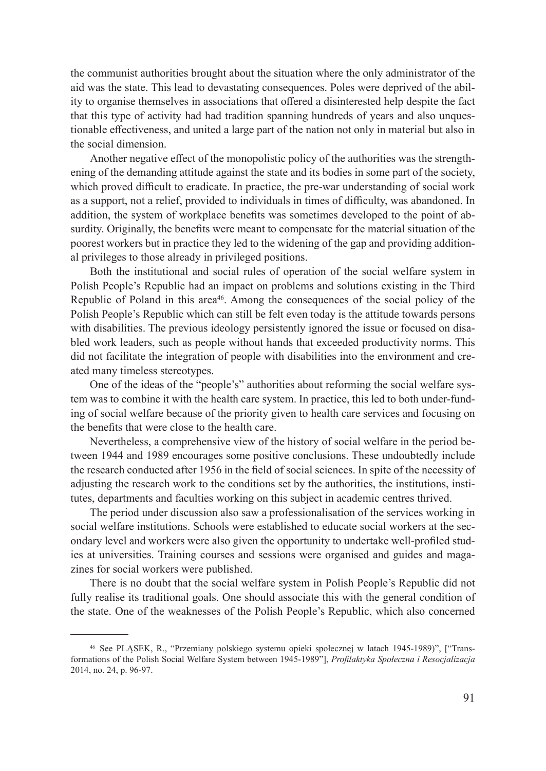the communist authorities brought about the situation where the only administrator of the aid was the state. This lead to devastating consequences. Poles were deprived of the ability to organise themselves in associations that offered a disinterested help despite the fact that this type of activity had had tradition spanning hundreds of years and also unquestionable effectiveness, and united a large part of the nation not only in material but also in the social dimension.

Another negative effect of the monopolistic policy of the authorities was the strengthening of the demanding attitude against the state and its bodies in some part of the society, which proved difficult to eradicate. In practice, the pre-war understanding of social work as a support, not a relief, provided to individuals in times of difficulty, was abandoned. In addition, the system of workplace benefits was sometimes developed to the point of absurdity. Originally, the benefits were meant to compensate for the material situation of the poorest workers but in practice they led to the widening of the gap and providing additional privileges to those already in privileged positions.

Both the institutional and social rules of operation of the social welfare system in Polish People's Republic had an impact on problems and solutions existing in the Third Republic of Poland in this area[46]. Among the consequences of the social policy of the Polish People's Republic which can still be felt even today is the attitude towards persons with disabilities. The previous ideology persistently ignored the issue or focused on disabled work leaders, such as people without hands that exceeded productivity norms. This did not facilitate the integration of people with disabilities into the environment and created many timeless stereotypes.

One of the ideas of the "people's" authorities about reforming the social welfare system was to combine it with the health care system. In practice, this led to both under-funding of social welfare because of the priority given to health care services and focusing on the benefits that were close to the health care.

Nevertheless, a comprehensive view of the history of social welfare in the period between 1944 and 1989 encourages some positive conclusions. These undoubtedly include the research conducted after 1956 in the field of social sciences. In spite of the necessity of adjusting the research work to the conditions set by the authorities, the institutions, institutes, departments and faculties working on this subject in academic centres thrived.

The period under discussion also saw a professionalisation of the services working in social welfare institutions. Schools were established to educate social workers at the secondary level and workers were also given the opportunity to undertake well-profiled studies at universities. Training courses and sessions were organised and guides and magazines for social workers were published.

There is no doubt that the social welfare system in Polish People's Republic did not fully realise its traditional goals. One should associate this with the general condition of the state. One of the weaknesses of the Polish People's Republic, which also concerned

---

[46] See PLĄSEK, R., "Przemiany polskiego systemu opieki społecznej w latach 1945-1989)", ["Transformations of the Polish Social Welfare System between 1945-1989"], *Profilaktyka Społeczna i Resocjalizacja* 2014, no. 24, p. 96-97.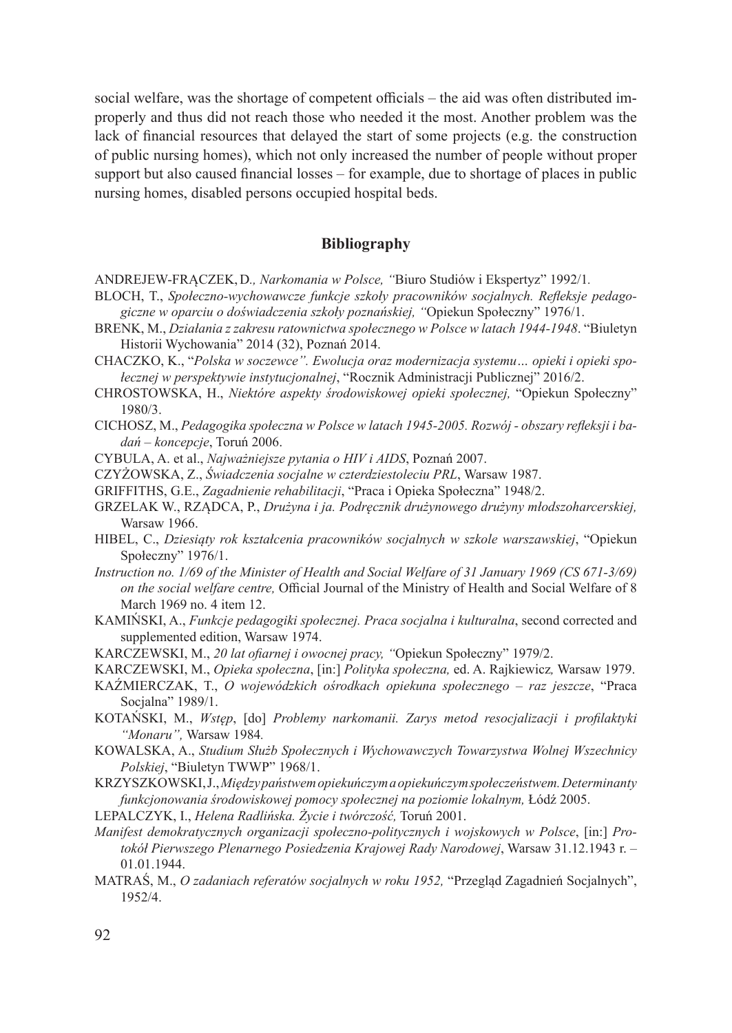social welfare, was the shortage of competent officials – the aid was often distributed improperly and thus did not reach those who needed it the most. Another problem was the lack of financial resources that delayed the start of some projects (e.g. the construction of public nursing homes), which not only increased the number of people without proper support but also caused financial losses – for example, due to shortage of places in public nursing homes, disabled persons occupied hospital beds.

## Bibliography

ANDREJEW-FRĄCZEK, D*., Narkomania w Polsce, "*Biuro Studiów i Ekspertyz" 1992/1*.*

BLOCH, T., *Społeczno-wychowawcze funkcje szkoły pracowników socjalnych. Refleksje pedagogiczne w oparciu o doświadczenia szkoły poznańskiej, "*Opiekun Społeczny" 1976/1.

BRENK, M., *Działania z zakresu ratownictwa społecznego w Polsce w latach 1944-1948*. "Biuletyn Historii Wychowania" 2014 (32), Poznań 2014.

CHACZKO, K., "*Polska w soczewce". Ewolucja oraz modernizacja systemu… opieki i opieki społecznej w perspektywie instytucjonalnej*, "Rocznik Administracji Publicznej" 2016/2.

CHROSTOWSKA, H., *Niektóre aspekty środowiskowej opieki społecznej,* "Opiekun Społeczny" 1980/3.

CICHOSZ, M., *Pedagogika społeczna w Polsce w latach 1945-2005. Rozwój - obszary refleksji i badań – koncepcje*, Toruń 2006.

CYBULA, A. et al., *Najważniejsze pytania o HIV i AIDS*, Poznań 2007.

CZYŻOWSKA, Z., *Świadczenia socjalne w czterdziestoleciu PRL*, Warsaw 1987.

GRIFFITHS, G.E., *Zagadnienie rehabilitacji*, "Praca i Opieka Społeczna" 1948/2.

GRZELAK W., RZĄDCA, P., *Drużyna i ja. Podręcznik drużynowego drużyny młodszoharcerskiej,* Warsaw 1966.

HIBEL, C., *Dziesiąty rok kształcenia pracowników socjalnych w szkole warszawskiej*, "Opiekun Społeczny" 1976/1.

*Instruction no. 1/69 of the Minister of Health and Social Welfare of 31 January 1969 (CS 671-3/69) on the social welfare centre,* Official Journal of the Ministry of Health and Social Welfare of 8 March 1969 no. 4 item 12.

KAMIŃSKI, A., *Funkcje pedagogiki społecznej. Praca socjalna i kulturalna*, second corrected and supplemented edition, Warsaw 1974.

KARCZEWSKI, M., *20 lat ofiarnej i owocnej pracy, "*Opiekun Społeczny" 1979/2.

KARCZEWSKI, M., *Opieka społeczna*, [in:] *Polityka społeczna,* ed. A. Rajkiewicz*,* Warsaw 1979.

KAŹMIERCZAK, T., *O wojewódzkich ośrodkach opiekuna społecznego – raz jeszcze*, "Praca Socjalna" 1989/1.

KOTAŃSKI, M., *Wstęp*, [do] *Problemy narkomanii. Zarys metod resocjalizacji i profilaktyki "Monaru",* Warsaw 1984*.*

KOWALSKA, A., *Studium Służb Społecznych i Wychowawczych Towarzystwa Wolnej Wszechnicy Polskiej*, "Biuletyn TWWP" 1968/1.

KRZYSZKOWSKI, J., *Między państwem opiekuńczym a opiekuńczym społeczeństwem. Determinanty funkcjonowania środowiskowej pomocy społecznej na poziomie lokalnym,* Łódź 2005.

LEPALCZYK, I., *Helena Radlińska. Życie i twórczość,* Toruń 2001.

*Manifest demokratycznych organizacji społeczno-politycznych i wojskowych w Polsce*, [in:] *Protokół Pierwszego Plenarnego Posiedzenia Krajowej Rady Narodowej*, Warsaw 31.12.1943 r. – 01.01.1944.

MATRAŚ, M., *O zadaniach referatów socjalnych w roku 1952,* "Przegląd Zagadnień Socjalnych", 1952/4.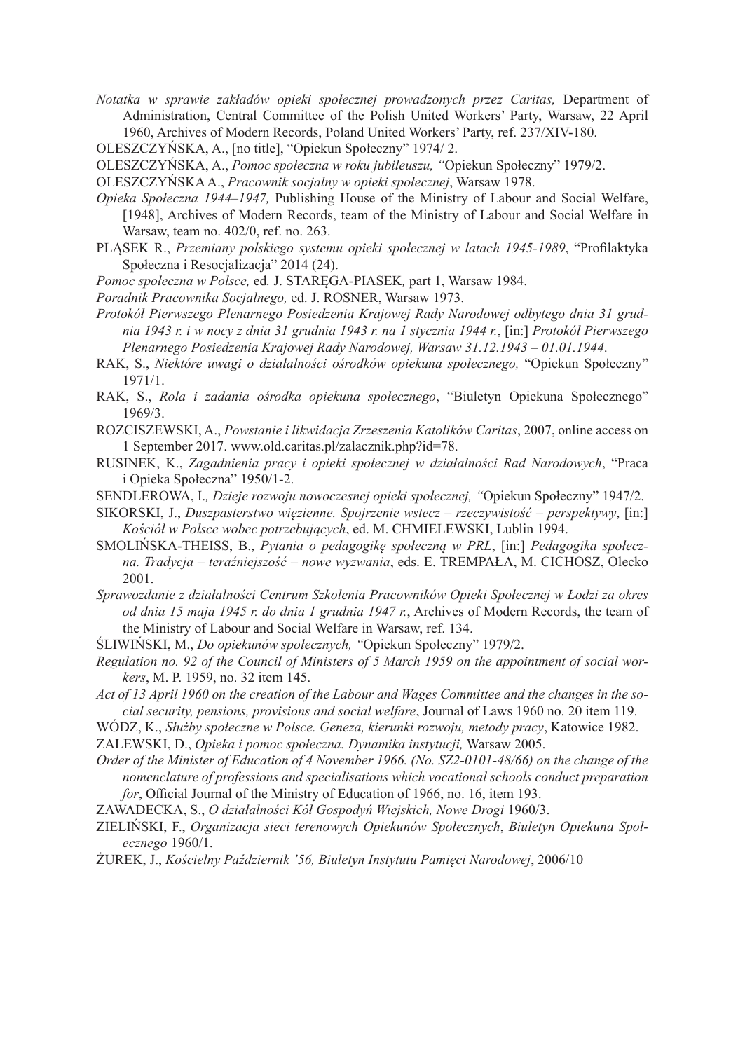*Notatka w sprawie zakładów opieki społecznej prowadzonych przez Caritas,* Department of Administration, Central Committee of the Polish United Workers' Party, Warsaw, 22 April 1960, Archives of Modern Records, Poland United Workers' Party, ref. 237/XIV-180.

OLESZCZYŃSKA, A., [no title], "Opiekun Społeczny" 1974/ 2.

OLESZCZYŃSKA, A., *Pomoc społeczna w roku jubileuszu, "*Opiekun Społeczny" 1979/2.

OLESZCZYŃSKA A., *Pracownik socjalny w opieki społecznej*, Warsaw 1978.

*Opieka Społeczna 1944–1947,* Publishing House of the Ministry of Labour and Social Welfare, [1948], Archives of Modern Records, team of the Ministry of Labour and Social Welfare in Warsaw, team no. 402/0, ref. no. 263.

PLĄSEK R., *Przemiany polskiego systemu opieki społecznej w latach 1945-1989*, "Profilaktyka Społeczna i Resocjalizacja" 2014 (24).

*Pomoc społeczna w Polsce,* ed*.* J. STARĘGA-PIASEK*,* part 1, Warsaw 1984.

*Poradnik Pracownika Socjalnego,* ed. J. ROSNER, Warsaw 1973.

*Protokół Pierwszego Plenarnego Posiedzenia Krajowej Rady Narodowej odbytego dnia 31 grudnia 1943 r. i w nocy z dnia 31 grudnia 1943 r. na 1 stycznia 1944 r.*, [in:] *Protokół Pierwszego Plenarnego Posiedzenia Krajowej Rady Narodowej, Warsaw 31.12.1943 – 01.01.1944*.

RAK, S., *Niektóre uwagi o działalności ośrodków opiekuna społecznego,* "Opiekun Społeczny" 1971/1.

RAK, S., *Rola i zadania ośrodka opiekuna społecznego*, "Biuletyn Opiekuna Społecznego" 1969/3.

ROZCISZEWSKI, A., *Powstanie i likwidacja Zrzeszenia Katolików Caritas*, 2007, online access on 1 September 2017. www.old.caritas.pl/zalacznik.php?id=78.

RUSINEK, K., *Zagadnienia pracy i opieki społecznej w działalności Rad Narodowych*, "Praca i Opieka Społeczna" 1950/1-2.

SENDLEROWA, I*., Dzieje rozwoju nowoczesnej opieki społecznej, "*Opiekun Społeczny" 1947/2.

SIKORSKI, J., *Duszpasterstwo więzienne. Spojrzenie wstecz – rzeczywistość – perspektywy*, [in:] *Kościół w Polsce wobec potrzebujących*, ed. M. CHMIELEWSKI, Lublin 1994.

SMOLIŃSKA-THEISS, B., *Pytania o pedagogikę społeczną w PRL*, [in:] *Pedagogika społeczna. Tradycja – teraźniejszość – nowe wyzwania*, eds. E. TREMPAŁA, M. CICHOSZ, Olecko 2001.

*Sprawozdanie z działalności Centrum Szkolenia Pracowników Opieki Społecznej w Łodzi za okres od dnia 15 maja 1945 r. do dnia 1 grudnia 1947 r.*, Archives of Modern Records, the team of the Ministry of Labour and Social Welfare in Warsaw, ref. 134.

ŚLIWIŃSKI, M., *Do opiekunów społecznych, "*Opiekun Społeczny" 1979/2.

*Regulation no. 92 of the Council of Ministers of 5 March 1959 on the appointment of social workers*, M. P. 1959, no. 32 item 145.

*Act of 13 April 1960 on the creation of the Labour and Wages Committee and the changes in the social security, pensions, provisions and social welfare*, Journal of Laws 1960 no. 20 item 119.

WÓDZ, K., *Służby społeczne w Polsce. Geneza, kierunki rozwoju, metody pracy*, Katowice 1982.

ZALEWSKI, D., *Opieka i pomoc społeczna. Dynamika instytucji,* Warsaw 2005.

*Order of the Minister of Education of 4 November 1966. (No. SZ2-0101-48/66) on the change of the nomenclature of professions and specialisations which vocational schools conduct preparation for*, Official Journal of the Ministry of Education of 1966, no. 16, item 193.

ZAWADECKA, S., *O działalności Kół Gospodyń Wiejskich, Nowe Drogi* 1960/3.

ZIELIŃSKI, F., *Organizacja sieci terenowych Opiekunów Społecznych*, *Biuletyn Opiekuna Społecznego* 1960/1.

ŻUREK, J., *Kościelny Październik '56, Biuletyn Instytutu Pamięci Narodowej*, 2006/10